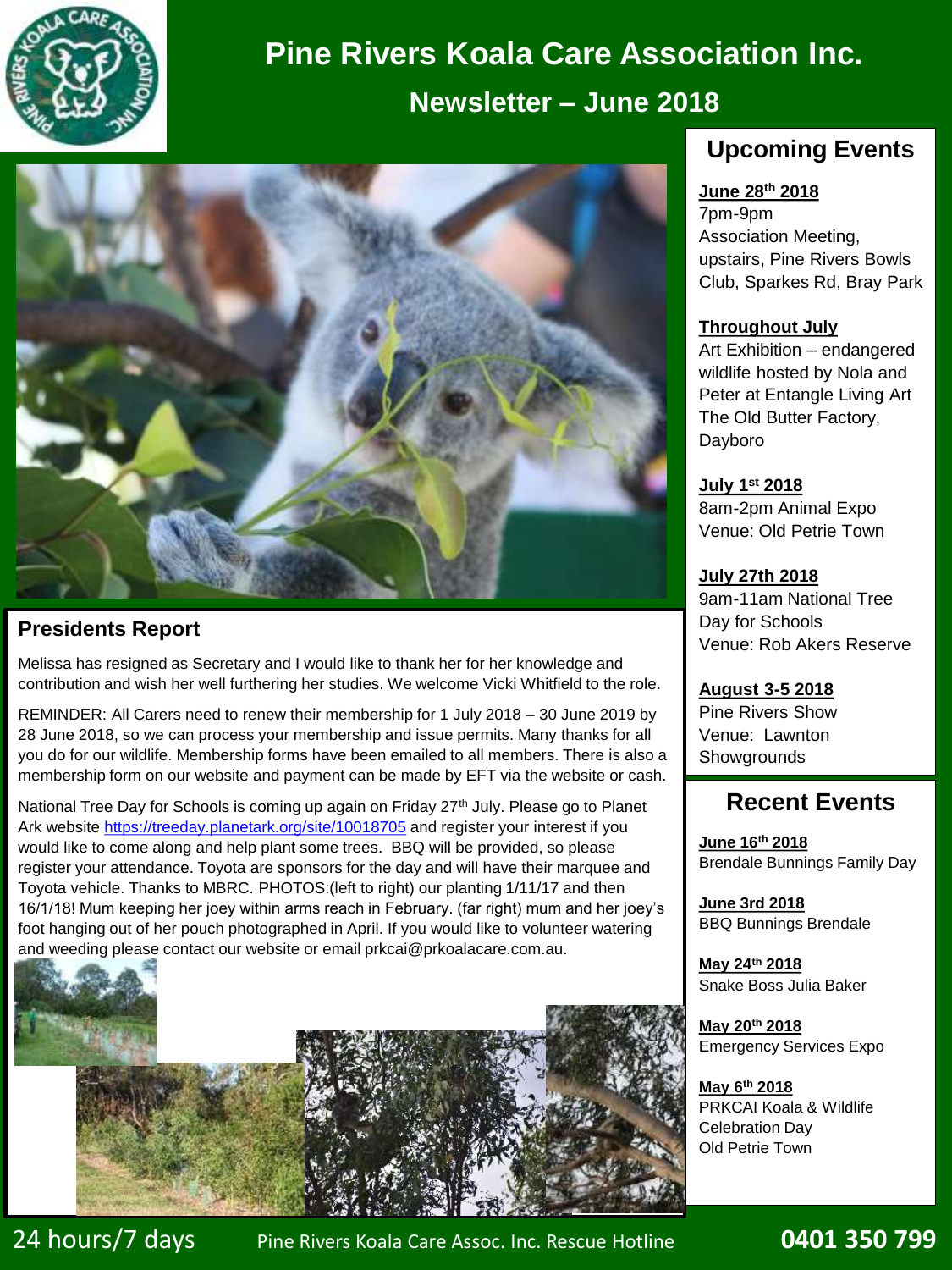# Pine Rivers Koala Care Association Inc.

## Newsletter – June 2018

## Presidents Report

Melissa has resigned as Secretary and I would like to thank her for her knowledge and contribution and wish her well furthering her studies. We welcome Vicki Whitfield to the role.

REMINDER: All Carers need to renew their membership for 1 July 2018 – 30 June 2019 by 28 June 2018, so we can process your membership and issue permits. Many thanks for all you do for our wildlife. Membership forms have been emailed to all members. There is also a membership form on our website and payment can be made by EFT via the website or cash.

National Tree Day for Schools is coming up again on Friday 27th July. Please go to Planet Ark website https://treeday.planetark.org/site/10018705 and register your interest if you would like to come along and help plant some trees. BBQ will be provided, so please register your attendance. Toyota are sponsors for the day and will have their marquee and Toyota vehicle. Thanks to MBRC. PHOTOS:(left to right) our planting 1/11/17 and then 16/1/18! Mum keeping her joey within arms reach in February. (far right) mum and her joey's foot hanging out of her pouch photographed in April. If you would like to volunteer watering and weeding please contact our website or email prkcai@prkoalacare.com.au.

## Upcoming Events

**June 28th 2018**
7pm-9pm
Association Meeting, upstairs, Pine Rivers Bowls Club, Sparkes Rd, Bray Park

**Throughout July**
Art Exhibition – endangered wildlife hosted by Nola and Peter at Entangle Living Art The Old Butter Factory, Dayboro

**July 1st 2018**
8am-2pm Animal Expo
Venue: Old Petrie Town

**July 27th 2018**
9am-11am National Tree Day for Schools
Venue: Rob Akers Reserve

**August 3-5 2018**
Pine Rivers Show
Venue: Lawnton Showgrounds

## Recent Events

**June 16th 2018**
Brendale Bunnings Family Day

**June 3rd 2018**
BBQ Bunnings Brendale

**May 24th 2018**
Snake Boss Julia Baker

**May 20th 2018**
Emergency Services Expo

**May 6th 2018**
PRKCAI Koala & Wildlife Celebration Day
Old Petrie Town

24 hours/7 days Pine Rivers Koala Care Assoc. Inc. Rescue Hotline **0401 350 799**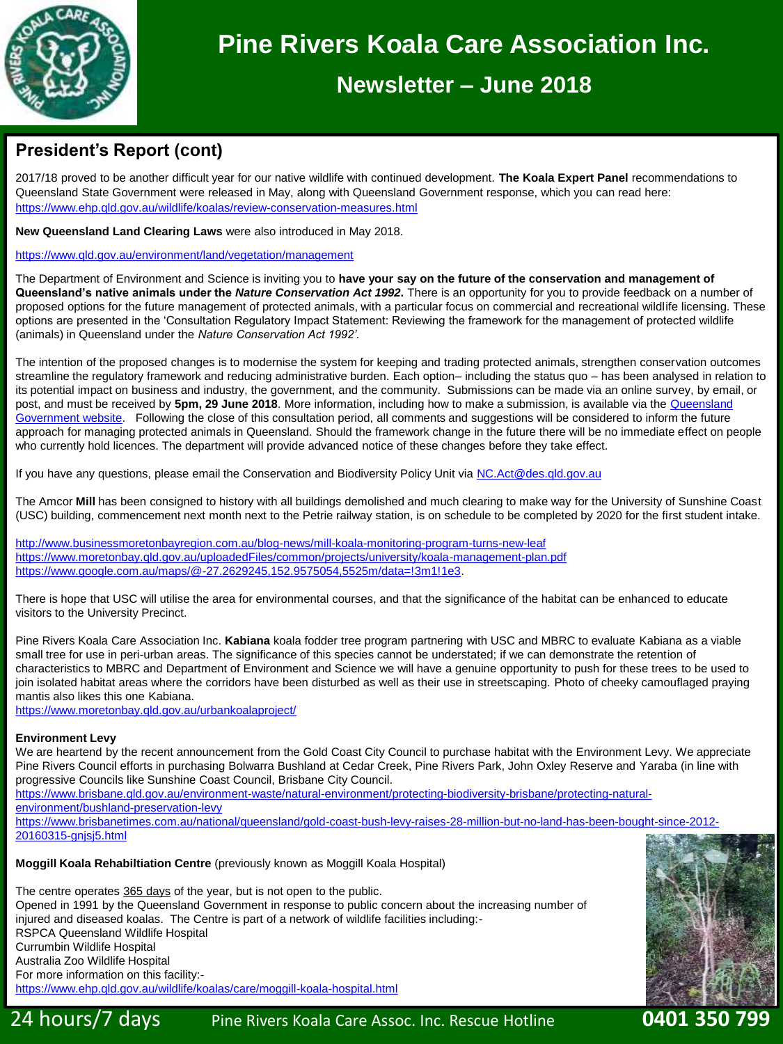# Pine Rivers Koala Care Association Inc.

## Newsletter – June 2018

## President's Report (cont)

2017/18 proved to be another difficult year for our native wildlife with continued development. **The Koala Expert Panel** recommendations to Queensland State Government were released in May, along with Queensland Government response, which you can read here: https://www.ehp.qld.gov.au/wildlife/koalas/review-conservation-measures.html

**New Queensland Land Clearing Laws** were also introduced in May 2018.

https://www.qld.gov.au/environment/land/vegetation/management

The Department of Environment and Science is inviting you to **have your say on the future of the conservation and management of Queensland's native animals under the *Nature Conservation Act 1992*.** There is an opportunity for you to provide feedback on a number of proposed options for the future management of protected animals, with a particular focus on commercial and recreational wildlife licensing. These options are presented in the 'Consultation Regulatory Impact Statement: Reviewing the framework for the management of protected wildlife (animals) in Queensland under the *Nature Conservation Act 1992'*.

The intention of the proposed changes is to modernise the system for keeping and trading protected animals, strengthen conservation outcomes streamline the regulatory framework and reducing administrative burden. Each option– including the status quo – has been analysed in relation to its potential impact on business and industry, the government, and the community. Submissions can be made via an online survey, by email, or post, and must be received by **5pm, 29 June 2018**. More information, including how to make a submission, is available via the Queensland Government website. Following the close of this consultation period, all comments and suggestions will be considered to inform the future approach for managing protected animals in Queensland. Should the framework change in the future there will be no immediate effect on people who currently hold licences. The department will provide advanced notice of these changes before they take effect.

If you have any questions, please email the Conservation and Biodiversity Policy Unit via NC.Act@des.qld.gov.au

The Amcor **Mill** has been consigned to history with all buildings demolished and much clearing to make way for the University of Sunshine Coast (USC) building, commencement next month next to the Petrie railway station, is on schedule to be completed by 2020 for the first student intake.

http://www.businessmoretonbayregion.com.au/blog-news/mill-koala-monitoring-program-turns-new-leaf
https://www.moretonbay.qld.gov.au/uploadedFiles/common/projects/university/koala-management-plan.pdf
https://www.google.com.au/maps/@-27.2629245,152.9575054,5525m/data=!3m1!1e3.

There is hope that USC will utilise the area for environmental courses, and that the significance of the habitat can be enhanced to educate visitors to the University Precinct.

Pine Rivers Koala Care Association Inc. **Kabiana** koala fodder tree program partnering with USC and MBRC to evaluate Kabiana as a viable small tree for use in peri-urban areas. The significance of this species cannot be understated; if we can demonstrate the retention of characteristics to MBRC and Department of Environment and Science we will have a genuine opportunity to push for these trees to be used to join isolated habitat areas where the corridors have been disturbed as well as their use in streetscaping. Photo of cheeky camouflaged praying mantis also likes this one Kabiana.
https://www.moretonbay.qld.gov.au/urbankoalaproject/

**Environment Levy**
We are heartend by the recent announcement from the Gold Coast City Council to purchase habitat with the Environment Levy. We appreciate Pine Rivers Council efforts in purchasing Bolwarra Bushland at Cedar Creek, Pine Rivers Park, John Oxley Reserve and Yaraba (in line with progressive Councils like Sunshine Coast Council, Brisbane City Council.
https://www.brisbane.qld.gov.au/environment-waste/natural-environment/protecting-biodiversity-brisbane/protecting-natural-environment/bushland-preservation-levy
https://www.brisbanetimes.com.au/national/queensland/gold-coast-bush-levy-raises-28-million-but-no-land-has-been-bought-since-2012-20160315-gnjsj5.html

**Moggill Koala Rehabiltiation Centre** (previously known as Moggill Koala Hospital)

The centre operates 365 days of the year, but is not open to the public.
Opened in 1991 by the Queensland Government in response to public concern about the increasing number of injured and diseased koalas. The Centre is part of a network of wildlife facilities including:-
RSPCA Queensland Wildlife Hospital
Currumbin Wildlife Hospital
Australia Zoo Wildlife Hospital
For more information on this facility:-
https://www.ehp.qld.gov.au/wildlife/koalas/care/moggill-koala-hospital.html

24 hours/7 days Pine Rivers Koala Care Assoc. Inc. Rescue Hotline **0401 350 799**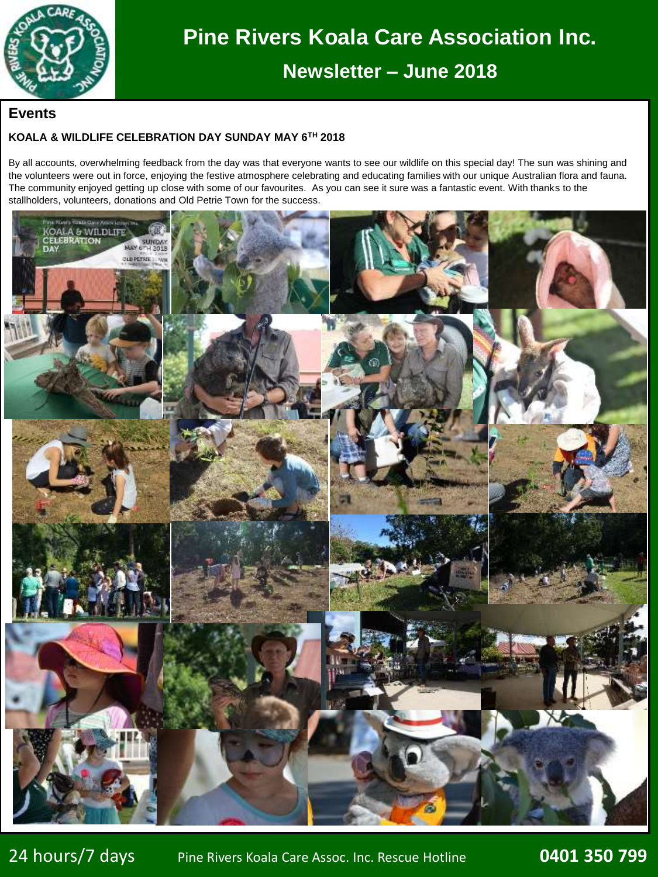# Pine Rivers Koala Care Association Inc.

## Newsletter – June 2018

## Events

### KOALA & WILDLIFE CELEBRATION DAY SUNDAY MAY 6TH 2018

By all accounts, overwhelming feedback from the day was that everyone wants to see our wildlife on this special day! The sun was shining and the volunteers were out in force, enjoying the festive atmosphere celebrating and educating families with our unique Australian flora and fauna. The community enjoyed getting up close with some of our favourites. As you can see it sure was a fantastic event. With thanks to the stallholders, volunteers, donations and Old Petrie Town for the success.

24 hours/7 days Pine Rivers Koala Care Assoc. Inc. Rescue Hotline **0401 350 799**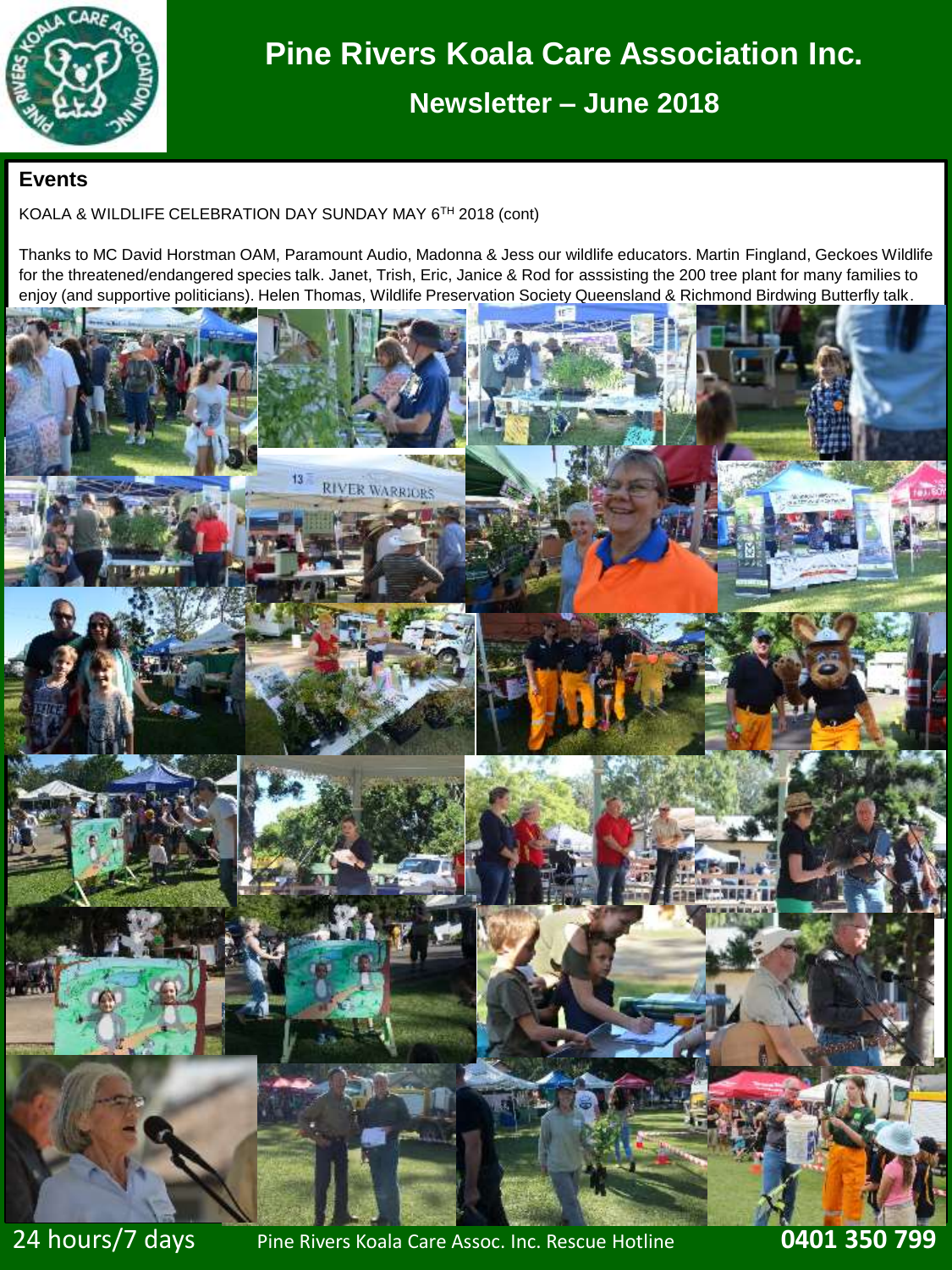## Events

KOALA & WILDLIFE CELEBRATION DAY SUNDAY MAY 6[TH] 2018 (cont)

Thanks to MC David Horstman OAM, Paramount Audio, Madonna & Jess our wildlife educators. Martin Fingland, Geckoes Wildlife for the threatened/endangered species talk. Janet, Trish, Eric, Janice & Rod for asssisting the 200 tree plant for many families to enjoy (and supportive politicians). Helen Thomas, Wildlife Preservation Society Queensland & Richmond Birdwing Butterfly talk.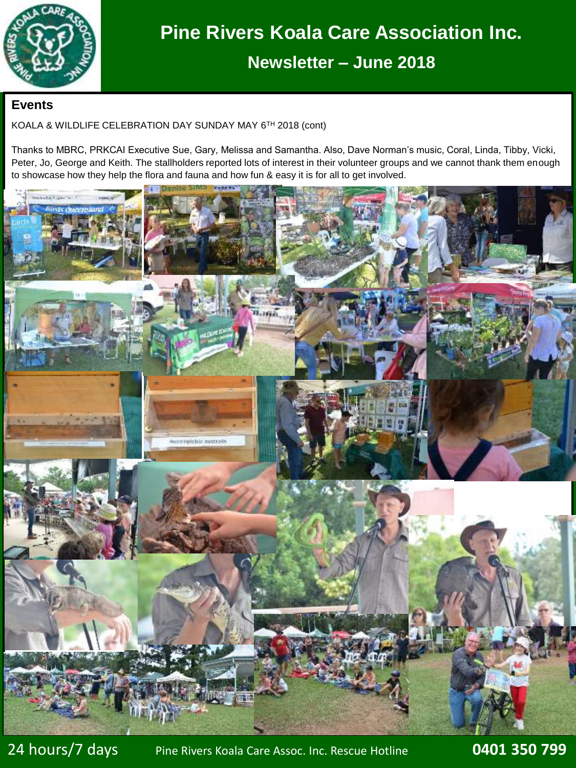# Pine Rivers Koala Care Association Inc.

## Newsletter – June 2018

### Events

KOALA & WILDLIFE CELEBRATION DAY SUNDAY MAY 6TH 2018 (cont)

Thanks to MBRC, PRKCAI Executive Sue, Gary, Melissa and Samantha. Also, Dave Norman's music, Coral, Linda, Tibby, Vicki, Peter, Jo, George and Keith. The stallholders reported lots of interest in their volunteer groups and we cannot thank them enough to showcase how they help the flora and fauna and how fun & easy it is for all to get involved.

24 hours/7 days Pine Rivers Koala Care Assoc. Inc. Rescue Hotline **0401 350 799**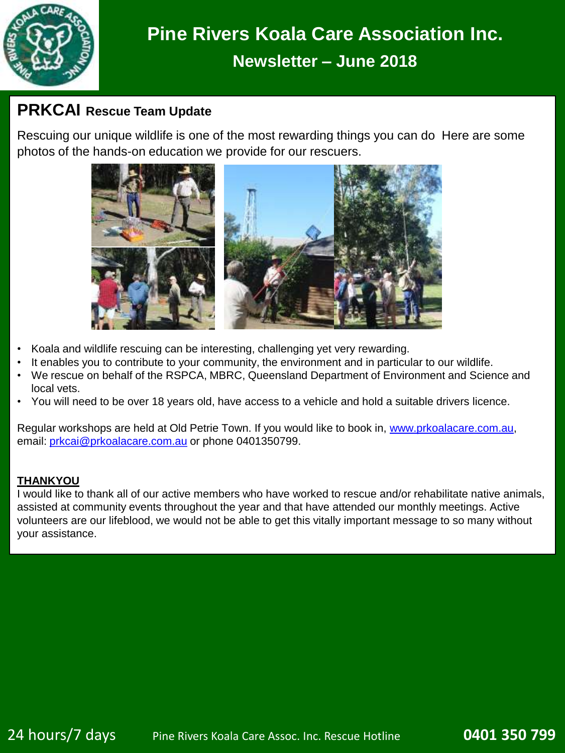# Pine Rivers Koala Care Association Inc.

## Newsletter – June 2018

### PRKCAI Rescue Team Update

Rescuing our unique wildlife is one of the most rewarding things you can do Here are some photos of the hands-on education we provide for our rescuers.

- Koala and wildlife rescuing can be interesting, challenging yet very rewarding.
- It enables you to contribute to your community, the environment and in particular to our wildlife.
- We rescue on behalf of the RSPCA, MBRC, Queensland Department of Environment and Science and local vets.
- You will need to be over 18 years old, have access to a vehicle and hold a suitable drivers licence.

Regular workshops are held at Old Petrie Town. If you would like to book in, www.prkoalacare.com.au, email: prkcai@prkoalacare.com.au or phone 0401350799.

**THANKYOU**

I would like to thank all of our active members who have worked to rescue and/or rehabilitate native animals, assisted at community events throughout the year and that have attended our monthly meetings. Active volunteers are our lifeblood, we would not be able to get this vitally important message to so many without your assistance.

24 hours/7 days Pine Rivers Koala Care Assoc. Inc. Rescue Hotline **0401 350 799**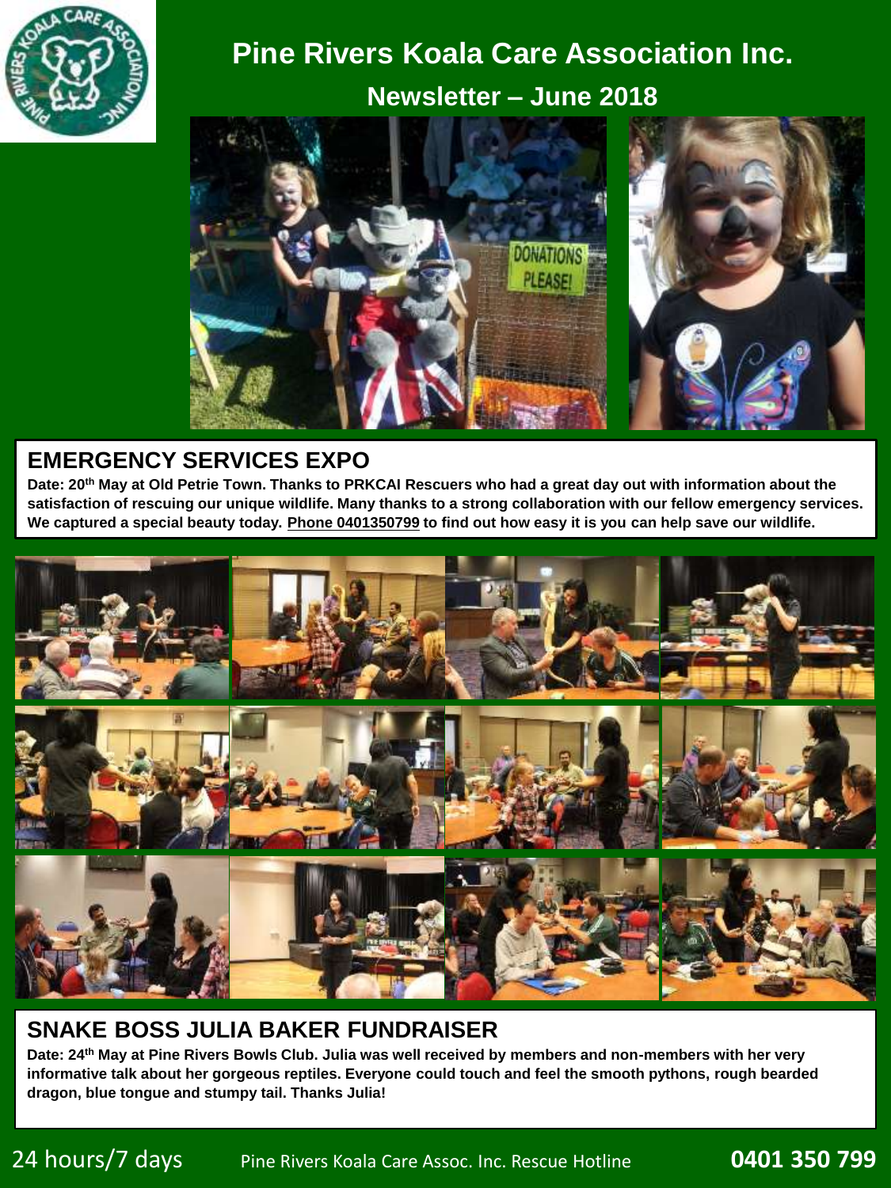# Pine Rivers Koala Care Association Inc.

## Newsletter – June 2018

## EMERGENCY SERVICES EXPO

**Date: 20th May at Old Petrie Town. Thanks to PRKCAI Rescuers who had a great day out with information about the satisfaction of rescuing our unique wildlife. Many thanks to a strong collaboration with our fellow emergency services. We captured a special beauty today. Phone 0401350799 to find out how easy it is you can help save our wildlife.**

## SNAKE BOSS JULIA BAKER FUNDRAISER

**Date: 24th May at Pine Rivers Bowls Club. Julia was well received by members and non-members with her very informative talk about her gorgeous reptiles. Everyone could touch and feel the smooth pythons, rough bearded dragon, blue tongue and stumpy tail. Thanks Julia!**

24 hours/7 days Pine Rivers Koala Care Assoc. Inc. Rescue Hotline **0401 350 799**